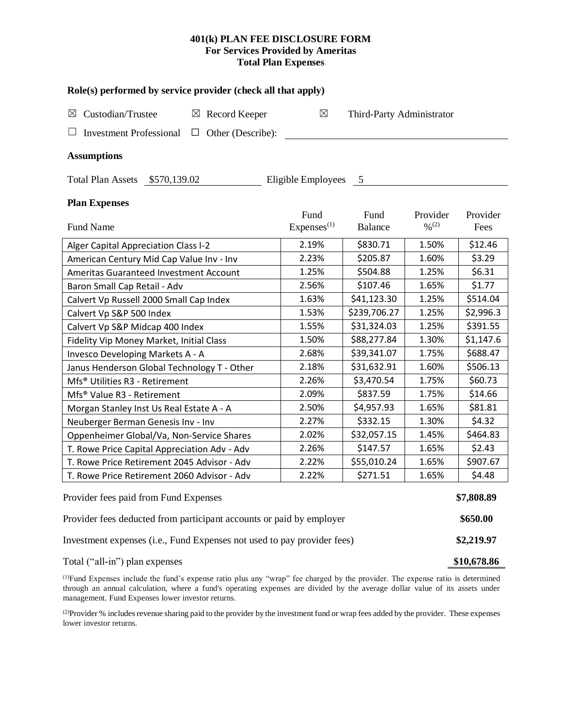**401(k) PLAN FEE DISCLOSURE FORM**
**For Services Provided by Ameritas**
**Total Plan Expenses**

### Role(s) performed by service provider (check all that apply)

☒ Custodian/Trustee ☒ Record Keeper ☒ Third-Party Administrator

☐ Investment Professional ☐ Other (Describe): ______________________

### Assumptions

Total Plan Assets $570,139.02 Eligible Employees 5

### Plan Expenses

| Fund Name | Fund Expenses[(1)] | Fund Balance | Provider %[(2)] | Provider Fees |
|---|---|---|---|---|
| Alger Capital Appreciation Class I-2 | 2.19% | $830.71 | 1.50% | $12.46 |
| American Century Mid Cap Value Inv - Inv | 2.23% | $205.87 | 1.60% | $3.29 |
| Ameritas Guaranteed Investment Account | 1.25% | $504.88 | 1.25% | $6.31 |
| Baron Small Cap Retail - Adv | 2.56% | $107.46 | 1.65% | $1.77 |
| Calvert Vp Russell 2000 Small Cap Index | 1.63% | $41,123.30 | 1.25% | $514.04 |
| Calvert Vp S&P 500 Index | 1.53% | $239,706.27 | 1.25% | $2,996.3 |
| Calvert Vp S&P Midcap 400 Index | 1.55% | $31,324.03 | 1.25% | $391.55 |
| Fidelity Vip Money Market, Initial Class | 1.50% | $88,277.84 | 1.30% | $1,147.6 |
| Invesco Developing Markets A - A | 2.68% | $39,341.07 | 1.75% | $688.47 |
| Janus Henderson Global Technology T - Other | 2.18% | $31,632.91 | 1.60% | $506.13 |
| Mfs® Utilities R3 - Retirement | 2.26% | $3,470.54 | 1.75% | $60.73 |
| Mfs® Value R3 - Retirement | 2.09% | $837.59 | 1.75% | $14.66 |
| Morgan Stanley Inst Us Real Estate A - A | 2.50% | $4,957.93 | 1.65% | $81.81 |
| Neuberger Berman Genesis Inv - Inv | 2.27% | $332.15 | 1.30% | $4.32 |
| Oppenheimer Global/Va, Non-Service Shares | 2.02% | $32,057.15 | 1.45% | $464.83 |
| T. Rowe Price Capital Appreciation Adv - Adv | 2.26% | $147.57 | 1.65% | $2.43 |
| T. Rowe Price Retirement 2045 Advisor - Adv | 2.22% | $55,010.24 | 1.65% | $907.67 |
| T. Rowe Price Retirement 2060 Advisor - Adv | 2.22% | $271.51 | 1.65% | $4.48 |

| | |
|---|---|
| Provider fees paid from Fund Expenses | **$7,808.89** |
| Provider fees deducted from participant accounts or paid by employer | **$650.00** |
| Investment expenses (i.e., Fund Expenses not used to pay provider fees) | **$2,219.97** |
| Total ("all-in") plan expenses | **$10,678.86** |

[(1)]Fund Expenses include the fund's expense ratio plus any "wrap" fee charged by the provider. The expense ratio is determined through an annual calculation, where a fund's operating expenses are divided by the average dollar value of its assets under management. Fund Expenses lower investor returns.

[(2)]Provider % includes revenue sharing paid to the provider by the investment fund or wrap fees added by the provider. These expenses lower investor returns.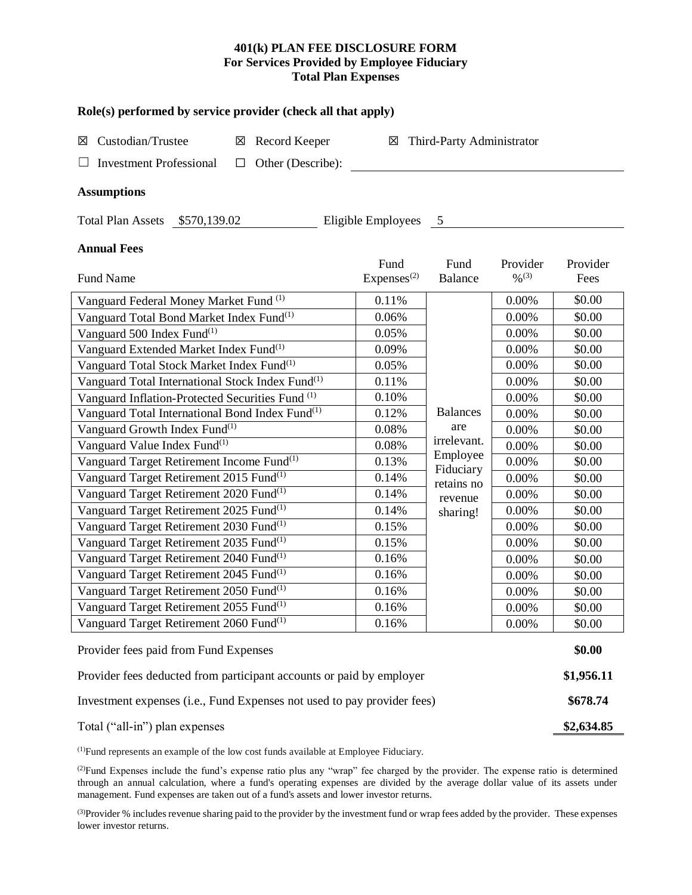**401(k) PLAN FEE DISCLOSURE FORM**
**For Services Provided by Employee Fiduciary**
**Total Plan Expenses**

### Role(s) performed by service provider (check all that apply)

☒ Custodian/Trustee ☒ Record Keeper ☒ Third-Party Administrator

☐ Investment Professional ☐ Other (Describe):

### Assumptions

Total Plan Assets $570,139.02 Eligible Employees 5

### Annual Fees

| Fund Name | Fund Expenses[2] | Fund Balance | Provider %[3] | Provider Fees |
|---|---|---|---|---|
| Vanguard Federal Money Market Fund [1] | 0.11% | Balances are irrelevant. Employee Fiduciary retains no revenue sharing! | 0.00% | $0.00 |
| Vanguard Total Bond Market Index Fund[1] | 0.06% | | 0.00% | $0.00 |
| Vanguard 500 Index Fund[1] | 0.05% | | 0.00% | $0.00 |
| Vanguard Extended Market Index Fund[1] | 0.09% | | 0.00% | $0.00 |
| Vanguard Total Stock Market Index Fund[1] | 0.05% | | 0.00% | $0.00 |
| Vanguard Total International Stock Index Fund[1] | 0.11% | | 0.00% | $0.00 |
| Vanguard Inflation-Protected Securities Fund [1] | 0.10% | | 0.00% | $0.00 |
| Vanguard Total International Bond Index Fund[1] | 0.12% | | 0.00% | $0.00 |
| Vanguard Growth Index Fund[1] | 0.08% | | 0.00% | $0.00 |
| Vanguard Value Index Fund[1] | 0.08% | | 0.00% | $0.00 |
| Vanguard Target Retirement Income Fund[1] | 0.13% | | 0.00% | $0.00 |
| Vanguard Target Retirement 2015 Fund[1] | 0.14% | | 0.00% | $0.00 |
| Vanguard Target Retirement 2020 Fund[1] | 0.14% | | 0.00% | $0.00 |
| Vanguard Target Retirement 2025 Fund[1] | 0.14% | | 0.00% | $0.00 |
| Vanguard Target Retirement 2030 Fund[1] | 0.15% | | 0.00% | $0.00 |
| Vanguard Target Retirement 2035 Fund[1] | 0.15% | | 0.00% | $0.00 |
| Vanguard Target Retirement 2040 Fund[1] | 0.16% | | 0.00% | $0.00 |
| Vanguard Target Retirement 2045 Fund[1] | 0.16% | | 0.00% | $0.00 |
| Vanguard Target Retirement 2050 Fund[1] | 0.16% | | 0.00% | $0.00 |
| Vanguard Target Retirement 2055 Fund[1] | 0.16% | | 0.00% | $0.00 |
| Vanguard Target Retirement 2060 Fund[1] | 0.16% | | 0.00% | $0.00 |

| | |
|---|---|
| Provider fees paid from Fund Expenses | **$0.00** |
| Provider fees deducted from participant accounts or paid by employer | **$1,956.11** |
| Investment expenses (i.e., Fund Expenses not used to pay provider fees) | **$678.74** |
| Total ("all-in") plan expenses | **$2,634.85** |

[1]Fund represents an example of the low cost funds available at Employee Fiduciary.

[2]Fund Expenses include the fund's expense ratio plus any "wrap" fee charged by the provider. The expense ratio is determined through an annual calculation, where a fund's operating expenses are divided by the average dollar value of its assets under management. Fund expenses are taken out of a fund's assets and lower investor returns.

[3]Provider % includes revenue sharing paid to the provider by the investment fund or wrap fees added by the provider. These expenses lower investor returns.